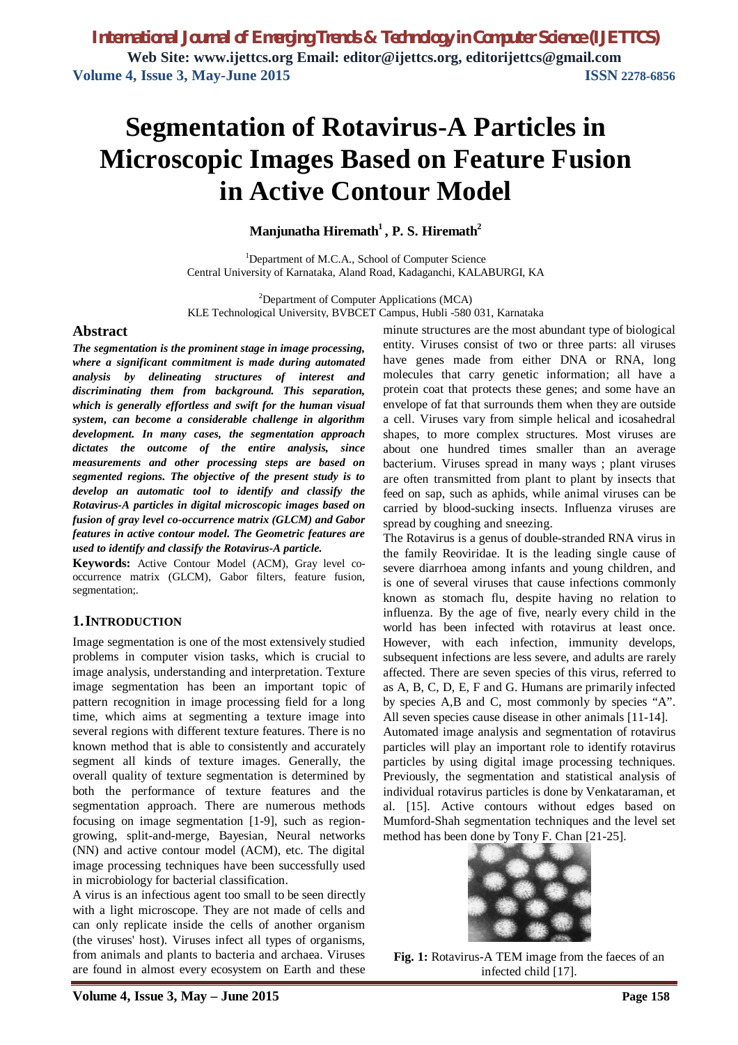# Segmentation of Rotavirus-A Particles in Microscopic Images Based on Feature Fusion in Active Contour Model

**Manjunatha Hiremath[1] , P. S. Hiremath[2]**

[1]Department of M.C.A., School of Computer Science
Central University of Karnataka, Aland Road, Kadaganchi, KALABURGI, KA

[2]Department of Computer Applications (MCA)
KLE Technological University, BVBCET Campus, Hubli -580 031, Karnataka

## Abstract

***The segmentation is the prominent stage in image processing, where a significant commitment is made during automated analysis by delineating structures of interest and discriminating them from background. This separation, which is generally effortless and swift for the human visual system, can become a considerable challenge in algorithm development. In many cases, the segmentation approach dictates the outcome of the entire analysis, since measurements and other processing steps are based on segmented regions. The objective of the present study is to develop an automatic tool to identify and classify the Rotavirus-A particles in digital microscopic images based on fusion of gray level co-occurrence matrix (GLCM) and Gabor features in active contour model. The Geometric features are used to identify and classify the Rotavirus-A particle.***

**Keywords:** Active Contour Model (ACM), Gray level co-occurrence matrix (GLCM), Gabor filters, feature fusion, segmentation;.

## 1. INTRODUCTION

Image segmentation is one of the most extensively studied problems in computer vision tasks, which is crucial to image analysis, understanding and interpretation. Texture image segmentation has been an important topic of pattern recognition in image processing field for a long time, which aims at segmenting a texture image into several regions with different texture features. There is no known method that is able to consistently and accurately segment all kinds of texture images. Generally, the overall quality of texture segmentation is determined by both the performance of texture features and the segmentation approach. There are numerous methods focusing on image segmentation [1-9], such as region-growing, split-and-merge, Bayesian, Neural networks (NN) and active contour model (ACM), etc. The digital image processing techniques have been successfully used in microbiology for bacterial classification.

A virus is an infectious agent too small to be seen directly with a light microscope. They are not made of cells and can only replicate inside the cells of another organism (the viruses' host). Viruses infect all types of organisms, from animals and plants to bacteria and archaea. Viruses are found in almost every ecosystem on Earth and these minute structures are the most abundant type of biological entity. Viruses consist of two or three parts: all viruses have genes made from either DNA or RNA, long molecules that carry genetic information; all have a protein coat that protects these genes; and some have an envelope of fat that surrounds them when they are outside a cell. Viruses vary from simple helical and icosahedral shapes, to more complex structures. Most viruses are about one hundred times smaller than an average bacterium. Viruses spread in many ways ; plant viruses are often transmitted from plant to plant by insects that feed on sap, such as aphids, while animal viruses can be carried by blood-sucking insects. Influenza viruses are spread by coughing and sneezing.

The Rotavirus is a genus of double-stranded RNA virus in the family Reoviridae. It is the leading single cause of severe diarrhoea among infants and young children, and is one of several viruses that cause infections commonly known as stomach flu, despite having no relation to influenza. By the age of five, nearly every child in the world has been infected with rotavirus at least once. However, with each infection, immunity develops, subsequent infections are less severe, and adults are rarely affected. There are seven species of this virus, referred to as A, B, C, D, E, F and G. Humans are primarily infected by species A,B and C, most commonly by species "A". All seven species cause disease in other animals [11-14].

Automated image analysis and segmentation of rotavirus particles will play an important role to identify rotavirus particles by using digital image processing techniques. Previously, the segmentation and statistical analysis of individual rotavirus particles is done by Venkataraman, et al. [15]. Active contours without edges based on Mumford-Shah segmentation techniques and the level set method has been done by Tony F. Chan [21-25].

**Fig. 1:** Rotavirus-A TEM image from the faeces of an infected child [17].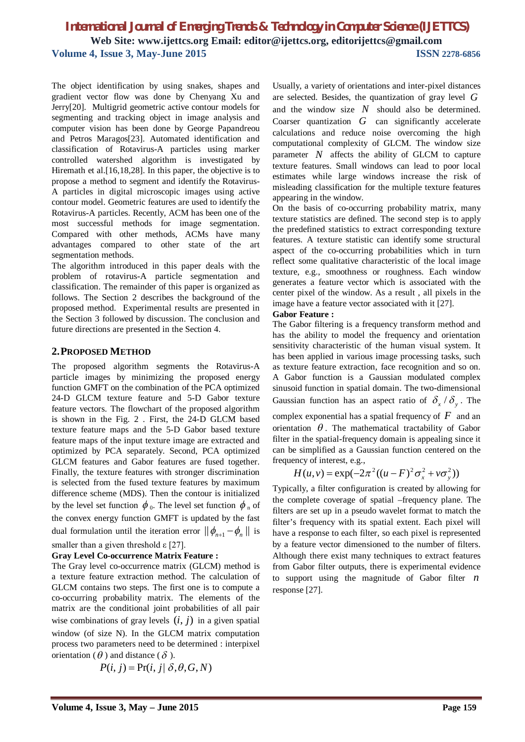The object identification by using snakes, shapes and gradient vector flow was done by Chenyang Xu and Jerry[20]. Multigrid geometric active contour models for segmenting and tracking object in image analysis and computer vision has been done by George Papandreou and Petros Maragos[23]. Automated identification and classification of Rotavirus-A particles using marker controlled watershed algorithm is investigated by Hiremath et al.[16,18,28]. In this paper, the objective is to propose a method to segment and identify the Rotavirus-A particles in digital microscopic images using active contour model. Geometric features are used to identify the Rotavirus-A particles. Recently, ACM has been one of the most successful methods for image segmentation. Compared with other methods, ACMs have many advantages compared to other state of the art segmentation methods.

The algorithm introduced in this paper deals with the problem of rotavirus-A particle segmentation and classification. The remainder of this paper is organized as follows. The Section 2 describes the background of the proposed method. Experimental results are presented in the Section 3 followed by discussion. The conclusion and future directions are presented in the Section 4.

## 2. PROPOSED METHOD

The proposed algorithm segments the Rotavirus-A particle images by minimizing the proposed energy function GMFT on the combination of the PCA optimized 24-D GLCM texture feature and 5-D Gabor texture feature vectors. The flowchart of the proposed algorithm is shown in the Fig. 2 . First, the 24-D GLCM based texture feature maps and the 5-D Gabor based texture feature maps of the input texture image are extracted and optimized by PCA separately. Second, PCA optimized GLCM features and Gabor features are fused together. Finally, the texture features with stronger discrimination is selected from the fused texture features by maximum difference scheme (MDS). Then the contour is initialized by the level set function $\phi_0$. The level set function $\phi_n$ of the convex energy function GMFT is updated by the fast dual formulation until the iteration error $\|\phi_{n+1} - \phi_n\|$ is smaller than a given threshold ε [27].

**Gray Level Co-occurrence Matrix Feature :**

The Gray level co-occurrence matrix (GLCM) method is a texture feature extraction method. The calculation of GLCM contains two steps. The first one is to compute a co-occurring probability matrix. The elements of the matrix are the conditional joint probabilities of all pair wise combinations of gray levels $(i, j)$ in a given spatial window (of size N). In the GLCM matrix computation process two parameters need to be determined : interpixel orientation ($\theta$) and distance ($\delta$).

$$P(i, j) = \Pr(i, j \mid \delta, \theta, G, N)$$

Usually, a variety of orientations and inter-pixel distances are selected. Besides, the quantization of gray level $G$ and the window size $N$ should also be determined. Coarser quantization $G$ can significantly accelerate calculations and reduce noise overcoming the high computational complexity of GLCM. The window size parameter $N$ affects the ability of GLCM to capture texture features. Small windows can lead to poor local estimates while large windows increase the risk of misleading classification for the multiple texture features appearing in the window.

On the basis of co-occurring probability matrix, many texture statistics are defined. The second step is to apply the predefined statistics to extract corresponding texture features. A texture statistic can identify some structural aspect of the co-occurring probabilities which in turn reflect some qualitative characteristic of the local image texture, e.g., smoothness or roughness. Each window generates a feature vector which is associated with the center pixel of the window. As a result , all pixels in the image have a feature vector associated with it [27].

**Gabor Feature :**

The Gabor filtering is a frequency transform method and has the ability to model the frequency and orientation sensitivity characteristic of the human visual system. It has been applied in various image processing tasks, such as texture feature extraction, face recognition and so on. A Gabor function is a Gaussian modulated complex sinusoid function in spatial domain. The two-dimensional Gaussian function has an aspect ratio of $\delta_x / \delta_y$. The complex exponential has a spatial frequency of $F$ and an orientation $\theta$. The mathematical tractability of Gabor filter in the spatial-frequency domain is appealing since it can be simplified as a Gaussian function centered on the frequency of interest, e.g.,

$$H(u,v) = \exp(-2\pi^2((u-F)^2\sigma_x^2 + v\sigma_y^2))$$

Typically, a filter configuration is created by allowing for the complete coverage of spatial –frequency plane. The filters are set up in a pseudo wavelet format to match the filter's frequency with its spatial extent. Each pixel will have a response to each filter, so each pixel is represented by a feature vector dimensioned to the number of filters. Although there exist many techniques to extract features from Gabor filter outputs, there is experimental evidence to support using the magnitude of Gabor filter $n$ response [27].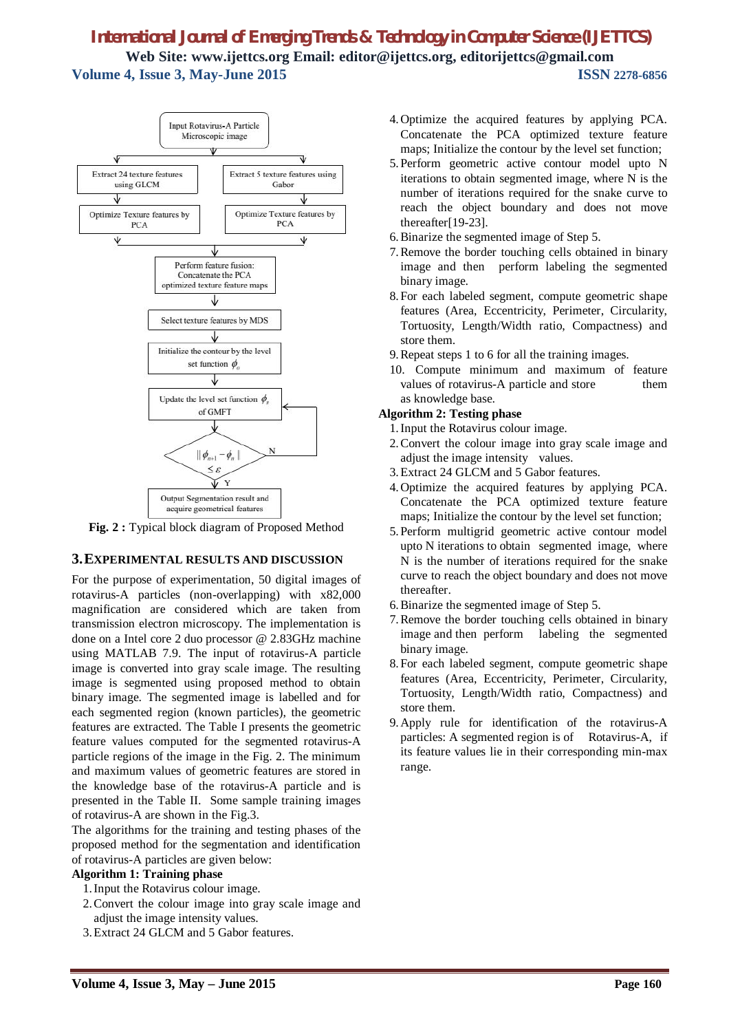Fig. 2 : Typical block diagram of Proposed Method

## 3. EXPERIMENTAL RESULTS AND DISCUSSION

For the purpose of experimentation, 50 digital images of rotavirus-A particles (non-overlapping) with x82,000 magnification are considered which are taken from transmission electron microscopy. The implementation is done on a Intel core 2 duo processor @ 2.83GHz machine using MATLAB 7.9. The input of rotavirus-A particle image is converted into gray scale image. The resulting image is segmented using proposed method to obtain binary image. The segmented image is labelled and for each segmented region (known particles), the geometric features are extracted. The Table I presents the geometric feature values computed for the segmented rotavirus-A particle regions of the image in the Fig. 2. The minimum and maximum values of geometric features are stored in the knowledge base of the rotavirus-A particle and is presented in the Table II. Some sample training images of rotavirus-A are shown in the Fig.3.

The algorithms for the training and testing phases of the proposed method for the segmentation and identification of rotavirus-A particles are given below:

**Algorithm 1: Training phase**

1. Input the Rotavirus colour image.
2. Convert the colour image into gray scale image and adjust the image intensity values.
3. Extract 24 GLCM and 5 Gabor features.
4. Optimize the acquired features by applying PCA. Concatenate the PCA optimized texture feature maps; Initialize the contour by the level set function;
5. Perform geometric active contour model upto N iterations to obtain segmented image, where N is the number of iterations required for the snake curve to reach the object boundary and does not move thereafter[19-23].
6. Binarize the segmented image of Step 5.
7. Remove the border touching cells obtained in binary image and then perform labeling the segmented binary image.
8. For each labeled segment, compute geometric shape features (Area, Eccentricity, Perimeter, Circularity, Tortuosity, Length/Width ratio, Compactness) and store them.
9. Repeat steps 1 to 6 for all the training images.
10. Compute minimum and maximum of feature values of rotavirus-A particle and store them as knowledge base.

**Algorithm 2: Testing phase**

1. Input the Rotavirus colour image.
2. Convert the colour image into gray scale image and adjust the image intensity values.
3. Extract 24 GLCM and 5 Gabor features.
4. Optimize the acquired features by applying PCA. Concatenate the PCA optimized texture feature maps; Initialize the contour by the level set function;
5. Perform multigrid geometric active contour model upto N iterations to obtain segmented image, where N is the number of iterations required for the snake curve to reach the object boundary and does not move thereafter.
6. Binarize the segmented image of Step 5.
7. Remove the border touching cells obtained in binary image and then perform labeling the segmented binary image.
8. For each labeled segment, compute geometric shape features (Area, Eccentricity, Perimeter, Circularity, Tortuosity, Length/Width ratio, Compactness) and store them.
9. Apply rule for identification of the rotavirus-A particles: A segmented region is of Rotavirus-A, if its feature values lie in their corresponding min-max range.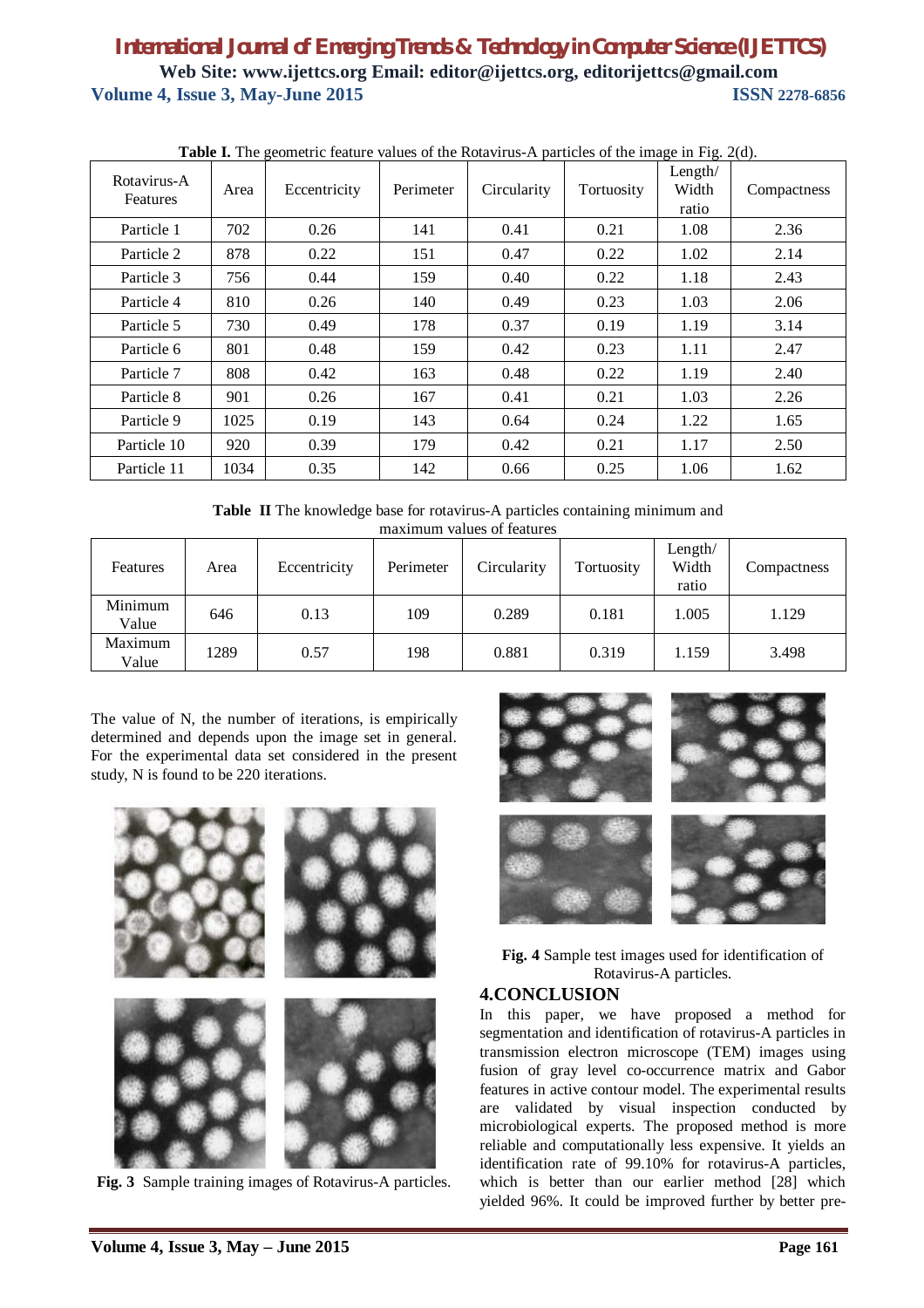**Table I.** The geometric feature values of the Rotavirus-A particles of the image in Fig. 2(d).

| Rotavirus-A Features | Area | Eccentricity | Perimeter | Circularity | Tortuosity | Length/ Width ratio | Compactness |
|---|---|---|---|---|---|---|---|
| Particle 1 | 702 | 0.26 | 141 | 0.41 | 0.21 | 1.08 | 2.36 |
| Particle 2 | 878 | 0.22 | 151 | 0.47 | 0.22 | 1.02 | 2.14 |
| Particle 3 | 756 | 0.44 | 159 | 0.40 | 0.22 | 1.18 | 2.43 |
| Particle 4 | 810 | 0.26 | 140 | 0.49 | 0.23 | 1.03 | 2.06 |
| Particle 5 | 730 | 0.49 | 178 | 0.37 | 0.19 | 1.19 | 3.14 |
| Particle 6 | 801 | 0.48 | 159 | 0.42 | 0.23 | 1.11 | 2.47 |
| Particle 7 | 808 | 0.42 | 163 | 0.48 | 0.22 | 1.19 | 2.40 |
| Particle 8 | 901 | 0.26 | 167 | 0.41 | 0.21 | 1.03 | 2.26 |
| Particle 9 | 1025 | 0.19 | 143 | 0.64 | 0.24 | 1.22 | 1.65 |
| Particle 10 | 920 | 0.39 | 179 | 0.42 | 0.21 | 1.17 | 2.50 |
| Particle 11 | 1034 | 0.35 | 142 | 0.66 | 0.25 | 1.06 | 1.62 |

**Table II** The knowledge base for rotavirus-A particles containing minimum and maximum values of features

| Features | Area | Eccentricity | Perimeter | Circularity | Tortuosity | Length/ Width ratio | Compactness |
|---|---|---|---|---|---|---|---|
| Minimum Value | 646 | 0.13 | 109 | 0.289 | 0.181 | 1.005 | 1.129 |
| Maximum Value | 1289 | 0.57 | 198 | 0.881 | 0.319 | 1.159 | 3.498 |

The value of N, the number of iterations, is empirically determined and depends upon the image set in general. For the experimental data set considered in the present study, N is found to be 220 iterations.

**Fig. 3** Sample training images of Rotavirus-A particles.

**Fig. 4** Sample test images used for identification of Rotavirus-A particles.

## 4.CONCLUSION

In this paper, we have proposed a method for segmentation and identification of rotavirus-A particles in transmission electron microscope (TEM) images using fusion of gray level co-occurrence matrix and Gabor features in active contour model. The experimental results are validated by visual inspection conducted by microbiological experts. The proposed method is more reliable and computationally less expensive. It yields an identification rate of 99.10% for rotavirus-A particles, which is better than our earlier method [28] which yielded 96%. It could be improved further by better pre-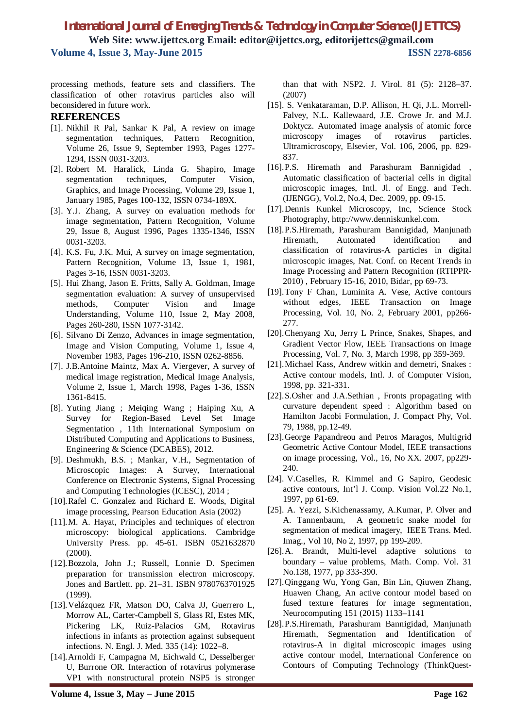processing methods, feature sets and classifiers. The classification of other rotavirus particles also will beconsidered in future work.

## REFERENCES

[1]. Nikhil R Pal, Sankar K Pal, A review on image segmentation techniques, Pattern Recognition, Volume 26, Issue 9, September 1993, Pages 1277-1294, ISSN 0031-3203.

[2]. Robert M. Haralick, Linda G. Shapiro, Image segmentation techniques, Computer Vision, Graphics, and Image Processing, Volume 29, Issue 1, January 1985, Pages 100-132, ISSN 0734-189X.

[3]. Y.J. Zhang, A survey on evaluation methods for image segmentation, Pattern Recognition, Volume 29, Issue 8, August 1996, Pages 1335-1346, ISSN 0031-3203.

[4]. K.S. Fu, J.K. Mui, A survey on image segmentation, Pattern Recognition, Volume 13, Issue 1, 1981, Pages 3-16, ISSN 0031-3203.

[5]. Hui Zhang, Jason E. Fritts, Sally A. Goldman, Image segmentation evaluation: A survey of unsupervised methods, Computer Vision and Image Understanding, Volume 110, Issue 2, May 2008, Pages 260-280, ISSN 1077-3142.

[6]. Silvano Di Zenzo, Advances in image segmentation, Image and Vision Computing, Volume 1, Issue 4, November 1983, Pages 196-210, ISSN 0262-8856.

[7]. J.B.Antoine Maintz, Max A. Viergever, A survey of medical image registration, Medical Image Analysis, Volume 2, Issue 1, March 1998, Pages 1-36, ISSN 1361-8415.

[8]. Yuting Jiang ; Meiqing Wang ; Haiping Xu, A Survey for Region-Based Level Set Image Segmentation , 11th International Symposium on Distributed Computing and Applications to Business, Engineering & Science (DCABES), 2012.

[9]. Deshmukh, B.S. ; Mankar, V.H., Segmentation of Microscopic Images: A Survey, International Conference on Electronic Systems, Signal Processing and Computing Technologies (ICESC), 2014 ;

[10]. Rafel C. Gonzalez and Richard E. Woods, Digital image processing, Pearson Education Asia (2002)

[11]. M. A. Hayat, Principles and techniques of electron microscopy: biological applications. Cambridge University Press. pp. 45-61. ISBN 0521632870 (2000).

[12]. Bozzola, John J.; Russell, Lonnie D. Specimen preparation for transmission electron microscopy. Jones and Bartlett. pp. 21–31. ISBN 9780763701925 (1999).

[13]. Velázquez FR, Matson DO, Calva JJ, Guerrero L, Morrow AL, Carter-Campbell S, Glass RI, Estes MK, Pickering LK, Ruiz-Palacios GM, Rotavirus infections in infants as protection against subsequent infections. N. Engl. J. Med. 335 (14): 1022–8.

[14]. Arnoldi F, Campagna M, Eichwald C, Desselberger U, Burrone OR. Interaction of rotavirus polymerase VP1 with nonstructural protein NSP5 is stronger than that with NSP2. J. Virol. 81 (5): 2128–37. (2007)

[15]. S. Venkataraman, D.P. Allison, H. Qi, J.L. Morrell-Falvey, N.L. Kallewaard, J.E. Crowe Jr. and M.J. Doktycz. Automated image analysis of atomic force microscopy images of rotavirus particles. Ultramicroscopy, Elsevier, Vol. 106, 2006, pp. 829-837.

[16]. P.S. Hiremath and Parashuram Bannigidad , Automatic classification of bacterial cells in digital microscopic images, Intl. Jl. of Engg. and Tech. (IJENGG), Vol.2, No.4, Dec. 2009, pp. 09-15.

[17]. Dennis Kunkel Microscopy, Inc, Science Stock Photography, http://www.denniskunkel.com.

[18]. P.S.Hiremath, Parashuram Bannigidad, Manjunath Hiremath, Automated identification and classification of rotavirus-A particles in digital microscopic images, Nat. Conf. on Recent Trends in Image Processing and Pattern Recognition (RTIPPR-2010) , February 15-16, 2010, Bidar, pp 69-73.

[19]. Tony F Chan, Luminita A. Vese, Active contours without edges, IEEE Transaction on Image Processing, Vol. 10, No. 2, February 2001, pp266-277.

[20]. Chenyang Xu, Jerry L Prince, Snakes, Shapes, and Gradient Vector Flow, IEEE Transactions on Image Processing, Vol. 7, No. 3, March 1998, pp 359-369.

[21]. Michael Kass, Andrew witkin and demetri, Snakes : Active contour models, Intl. J. of Computer Vision, 1998, pp. 321-331.

[22]. S.Osher and J.A.Sethian , Fronts propagating with curvature dependent speed : Algorithm based on Hamilton Jacobi Formulation, J. Compact Phy, Vol. 79, 1988, pp.12-49.

[23]. George Papandreou and Petros Maragos, Multigrid Geometric Active Contour Model, IEEE transactions on image processing, Vol., 16, No XX. 2007, pp229-240.

[24]. V.Caselles, R. Kimmel and G Sapiro, Geodesic active contours, Int'l J. Comp. Vision Vol.22 No.1, 1997, pp 61-69.

[25]. A. Yezzi, S.Kichenassamy, A.Kumar, P. Olver and A. Tannenbaum, A geometric snake model for segmentation of medical imagery, IEEE Trans. Med. Imag., Vol 10, No 2, 1997, pp 199-209.

[26]. A. Brandt, Multi-level adaptive solutions to boundary – value problems, Math. Comp. Vol. 31 No.138, 1977, pp 333-390.

[27]. Qinggang Wu, Yong Gan, Bin Lin, Qiuwen Zhang, Huawen Chang, An active contour model based on fused texture features for image segmentation, Neurocomputing 151 (2015) 1133–1141

[28]. P.S.Hiremath, Parashuram Bannigidad, Manjunath Hiremath, Segmentation and Identification of rotavirus-A in digital microscopic images using active contour model, International Conference on Contours of Computing Technology (ThinkQuest-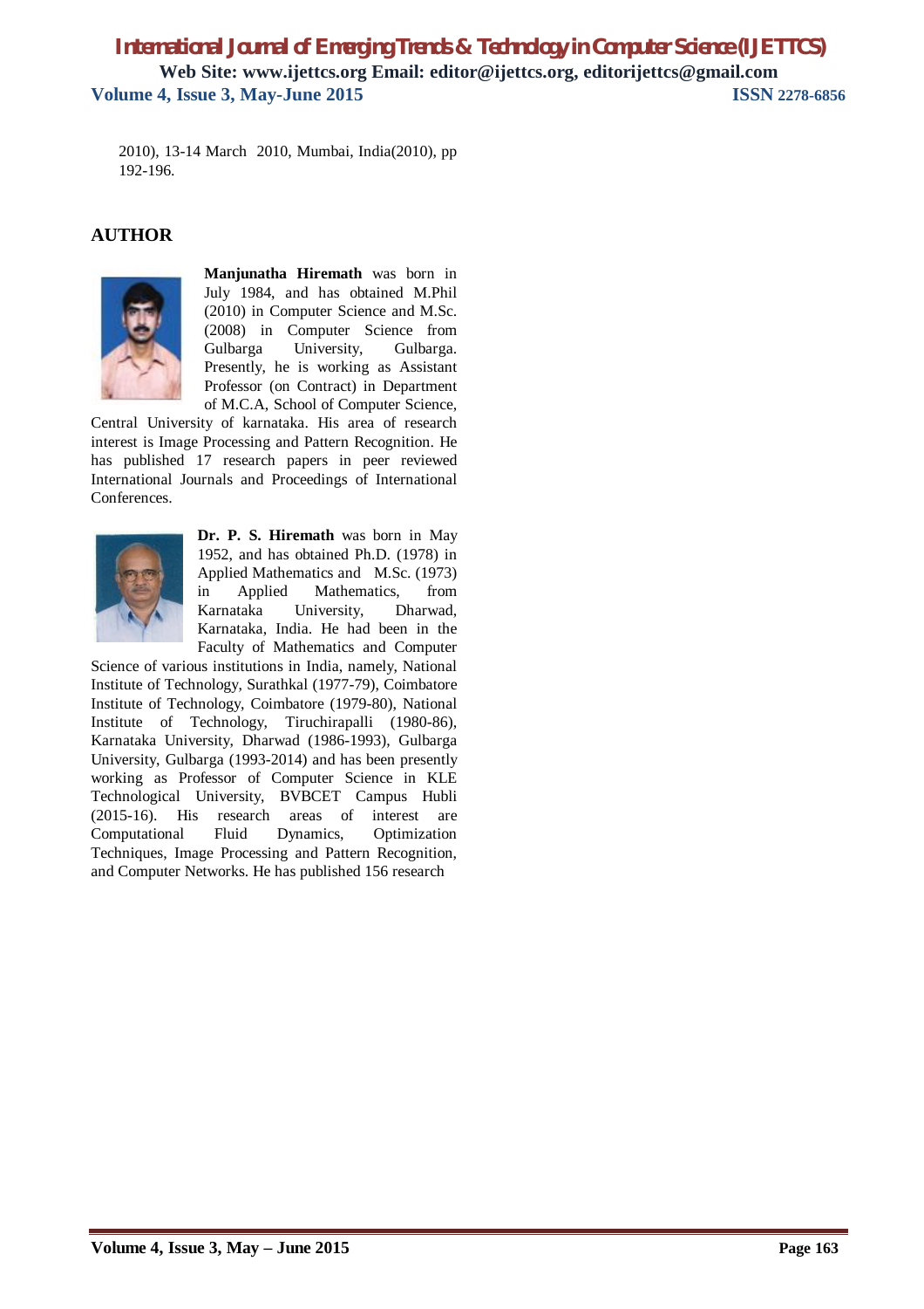2010), 13-14 March 2010, Mumbai, India(2010), pp 192-196.

## AUTHOR

**Manjunatha Hiremath** was born in July 1984, and has obtained M.Phil (2010) in Computer Science and M.Sc. (2008) in Computer Science from Gulbarga University, Gulbarga. Presently, he is working as Assistant Professor (on Contract) in Department of M.C.A, School of Computer Science, Central University of karnataka. His area of research interest is Image Processing and Pattern Recognition. He has published 17 research papers in peer reviewed International Journals and Proceedings of International Conferences.

**Dr. P. S. Hiremath** was born in May 1952, and has obtained Ph.D. (1978) in Applied Mathematics and M.Sc. (1973) in Applied Mathematics, from Karnataka University, Dharwad, Karnataka, India. He had been in the Faculty of Mathematics and Computer Science of various institutions in India, namely, National Institute of Technology, Surathkal (1977-79), Coimbatore Institute of Technology, Coimbatore (1979-80), National Institute of Technology, Tiruchirapalli (1980-86), Karnataka University, Dharwad (1986-1993), Gulbarga University, Gulbarga (1993-2014) and has been presently working as Professor of Computer Science in KLE Technological University, BVBCET Campus Hubli (2015-16). His research areas of interest are Computational Fluid Dynamics, Optimization Techniques, Image Processing and Pattern Recognition, and Computer Networks. He has published 156 research